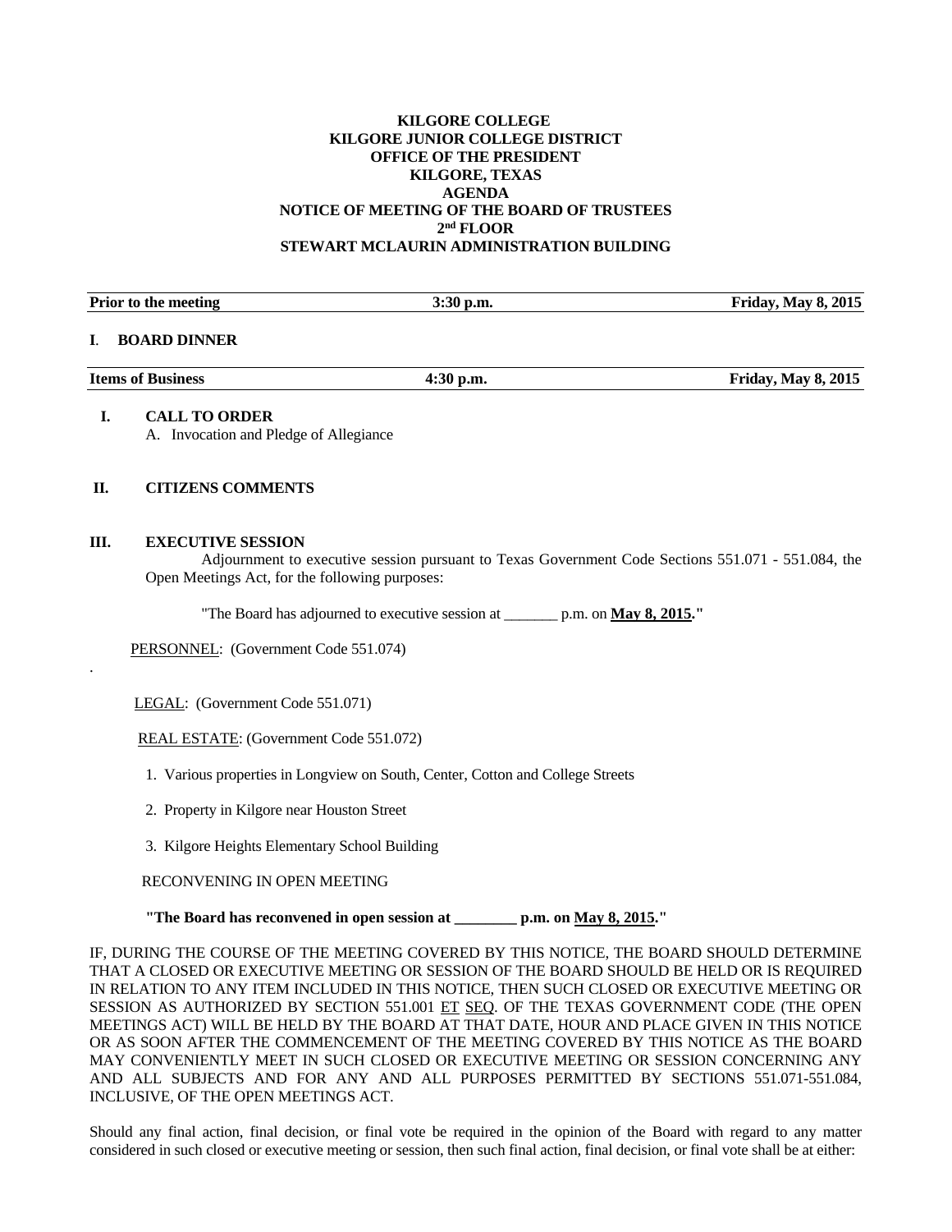**KILGORE COLLEGE**
**KILGORE JUNIOR COLLEGE DISTRICT**
**OFFICE OF THE PRESIDENT**
**KILGORE, TEXAS**
**AGENDA**
**NOTICE OF MEETING OF THE BOARD OF TRUSTEES**
**2nd FLOOR**
**STEWART MCLAURIN ADMINISTRATION BUILDING**

| **Prior to the meeting** | **3:30 p.m.** | **Friday, May 8, 2015** |
|---|---|---|

**I. BOARD DINNER**

| **Items of Business** | **4:30 p.m.** | **Friday, May 8, 2015** |
|---|---|---|

**I. CALL TO ORDER**

A. Invocation and Pledge of Allegiance

**II. CITIZENS COMMENTS**

**III. EXECUTIVE SESSION**

Adjournment to executive session pursuant to Texas Government Code Sections 551.071 - 551.084, the Open Meetings Act, for the following purposes:

"The Board has adjourned to executive session at _______ p.m. on **May 8, 2015**."

PERSONNEL: (Government Code 551.074)

.

LEGAL: (Government Code 551.071)

REAL ESTATE: (Government Code 551.072)

1. Various properties in Longview on South, Center, Cotton and College Streets
2. Property in Kilgore near Houston Street
3. Kilgore Heights Elementary School Building

RECONVENING IN OPEN MEETING

**"The Board has reconvened in open session at ________ p.m. on May 8, 2015."**

IF, DURING THE COURSE OF THE MEETING COVERED BY THIS NOTICE, THE BOARD SHOULD DETERMINE THAT A CLOSED OR EXECUTIVE MEETING OR SESSION OF THE BOARD SHOULD BE HELD OR IS REQUIRED IN RELATION TO ANY ITEM INCLUDED IN THIS NOTICE, THEN SUCH CLOSED OR EXECUTIVE MEETING OR SESSION AS AUTHORIZED BY SECTION 551.001 ET SEQ. OF THE TEXAS GOVERNMENT CODE (THE OPEN MEETINGS ACT) WILL BE HELD BY THE BOARD AT THAT DATE, HOUR AND PLACE GIVEN IN THIS NOTICE OR AS SOON AFTER THE COMMENCEMENT OF THE MEETING COVERED BY THIS NOTICE AS THE BOARD MAY CONVENIENTLY MEET IN SUCH CLOSED OR EXECUTIVE MEETING OR SESSION CONCERNING ANY AND ALL SUBJECTS AND FOR ANY AND ALL PURPOSES PERMITTED BY SECTIONS 551.071-551.084, INCLUSIVE, OF THE OPEN MEETINGS ACT.

Should any final action, final decision, or final vote be required in the opinion of the Board with regard to any matter considered in such closed or executive meeting or session, then such final action, final decision, or final vote shall be at either: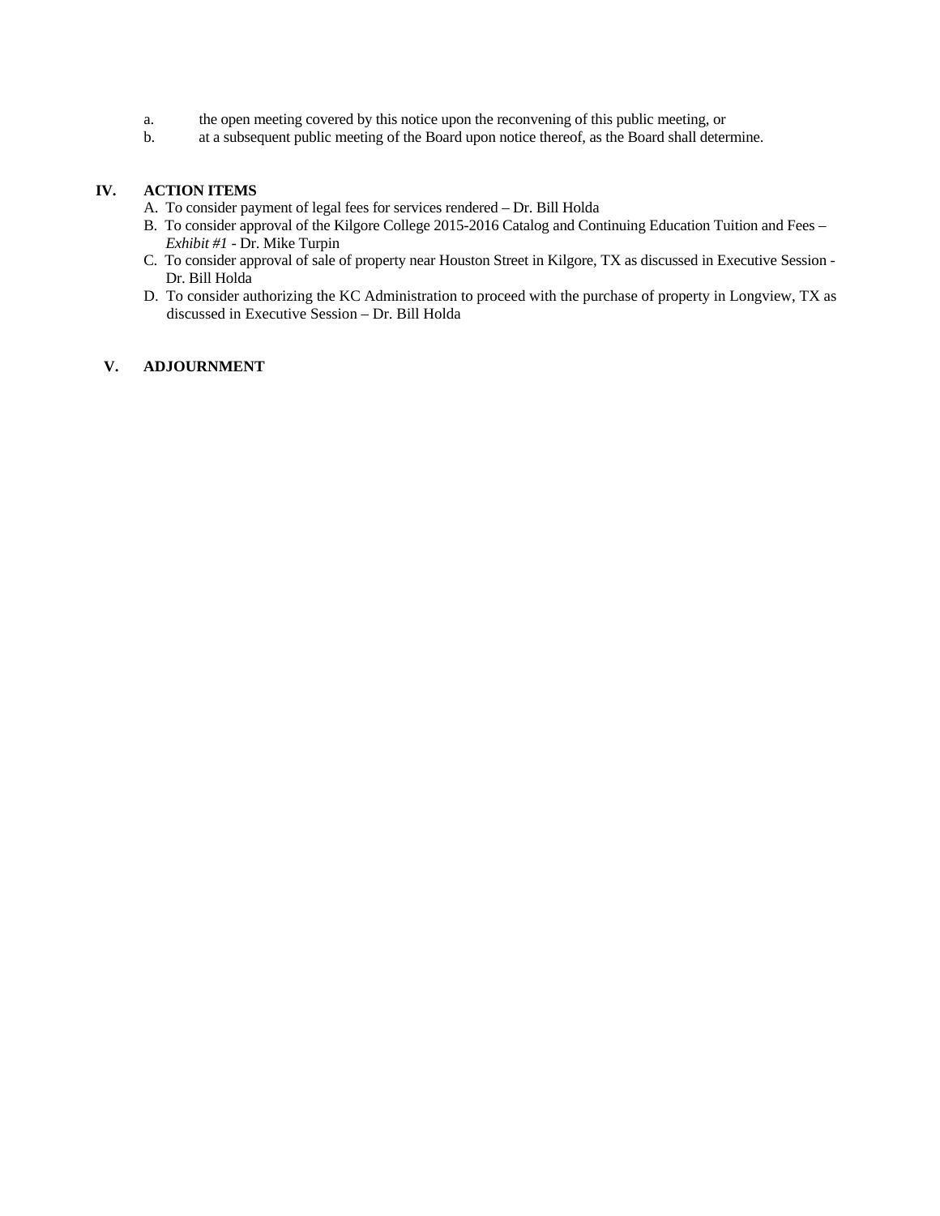a. the open meeting covered by this notice upon the reconvening of this public meeting, or
b. at a subsequent public meeting of the Board upon notice thereof, as the Board shall determine.

## IV. ACTION ITEMS

A. To consider payment of legal fees for services rendered – Dr. Bill Holda
B. To consider approval of the Kilgore College 2015-2016 Catalog and Continuing Education Tuition and Fees – *Exhibit #1* - Dr. Mike Turpin
C. To consider approval of sale of property near Houston Street in Kilgore, TX as discussed in Executive Session - Dr. Bill Holda
D. To consider authorizing the KC Administration to proceed with the purchase of property in Longview, TX as discussed in Executive Session – Dr. Bill Holda

## V. ADJOURNMENT